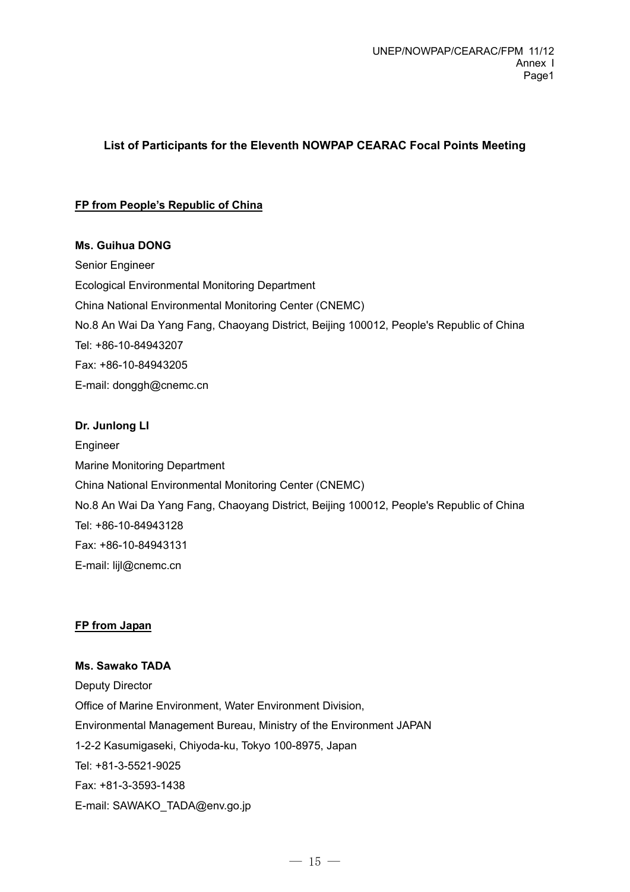## List of Participants for the Eleventh NOWPAP CEARAC Focal Points Meeting

### FP from People's Republic of China

**Ms. Guihua DONG**

Senior Engineer
Ecological Environmental Monitoring Department
China National Environmental Monitoring Center (CNEMC)
No.8 An Wai Da Yang Fang, Chaoyang District, Beijing 100012, People's Republic of China
Tel: +86-10-84943207
Fax: +86-10-84943205
E-mail: donggh@cnemc.cn

**Dr. Junlong LI**

Engineer
Marine Monitoring Department
China National Environmental Monitoring Center (CNEMC)
No.8 An Wai Da Yang Fang, Chaoyang District, Beijing 100012, People's Republic of China
Tel: +86-10-84943128
Fax: +86-10-84943131
E-mail: lijl@cnemc.cn

### FP from Japan

**Ms. Sawako TADA**

Deputy Director
Office of Marine Environment, Water Environment Division,
Environmental Management Bureau, Ministry of the Environment JAPAN
1-2-2 Kasumigaseki, Chiyoda-ku, Tokyo 100-8975, Japan
Tel: +81-3-5521-9025
Fax: +81-3-3593-1438
E-mail: SAWAKO_TADA@env.go.jp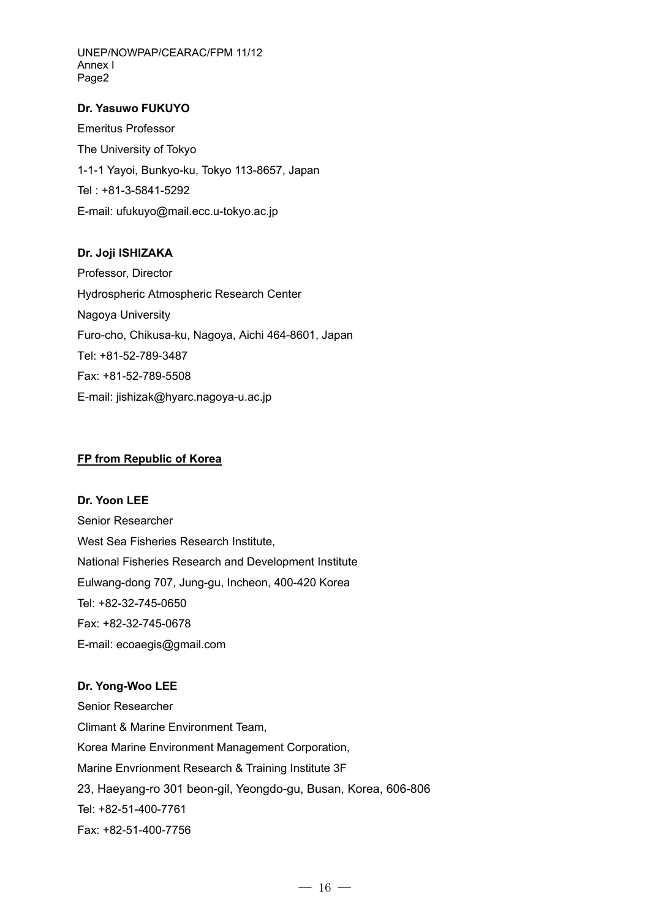**Dr. Yasuwo FUKUYO**

Emeritus Professor

The University of Tokyo

1-1-1 Yayoi, Bunkyo-ku, Tokyo 113-8657, Japan

Tel : +81-3-5841-5292

E-mail: ufukuyo@mail.ecc.u-tokyo.ac.jp

**Dr. Joji ISHIZAKA**

Professor, Director

Hydrospheric Atmospheric Research Center

Nagoya University

Furo-cho, Chikusa-ku, Nagoya, Aichi 464-8601, Japan

Tel: +81-52-789-3487

Fax: +81-52-789-5508

E-mail: jishizak@hyarc.nagoya-u.ac.jp

## FP from Republic of Korea

**Dr. Yoon LEE**

Senior Researcher

West Sea Fisheries Research Institute,

National Fisheries Research and Development Institute

Eulwang-dong 707, Jung-gu, Incheon, 400-420 Korea

Tel: +82-32-745-0650

Fax: +82-32-745-0678

E-mail: ecoaegis@gmail.com

**Dr. Yong-Woo LEE**

Senior Researcher

Climant & Marine Environment Team,

Korea Marine Environment Management Corporation,

Marine Envrionment Research & Training Institute 3F

23, Haeyang-ro 301 beon-gil, Yeongdo-gu, Busan, Korea, 606-806

Tel: +82-51-400-7761

Fax: +82-51-400-7756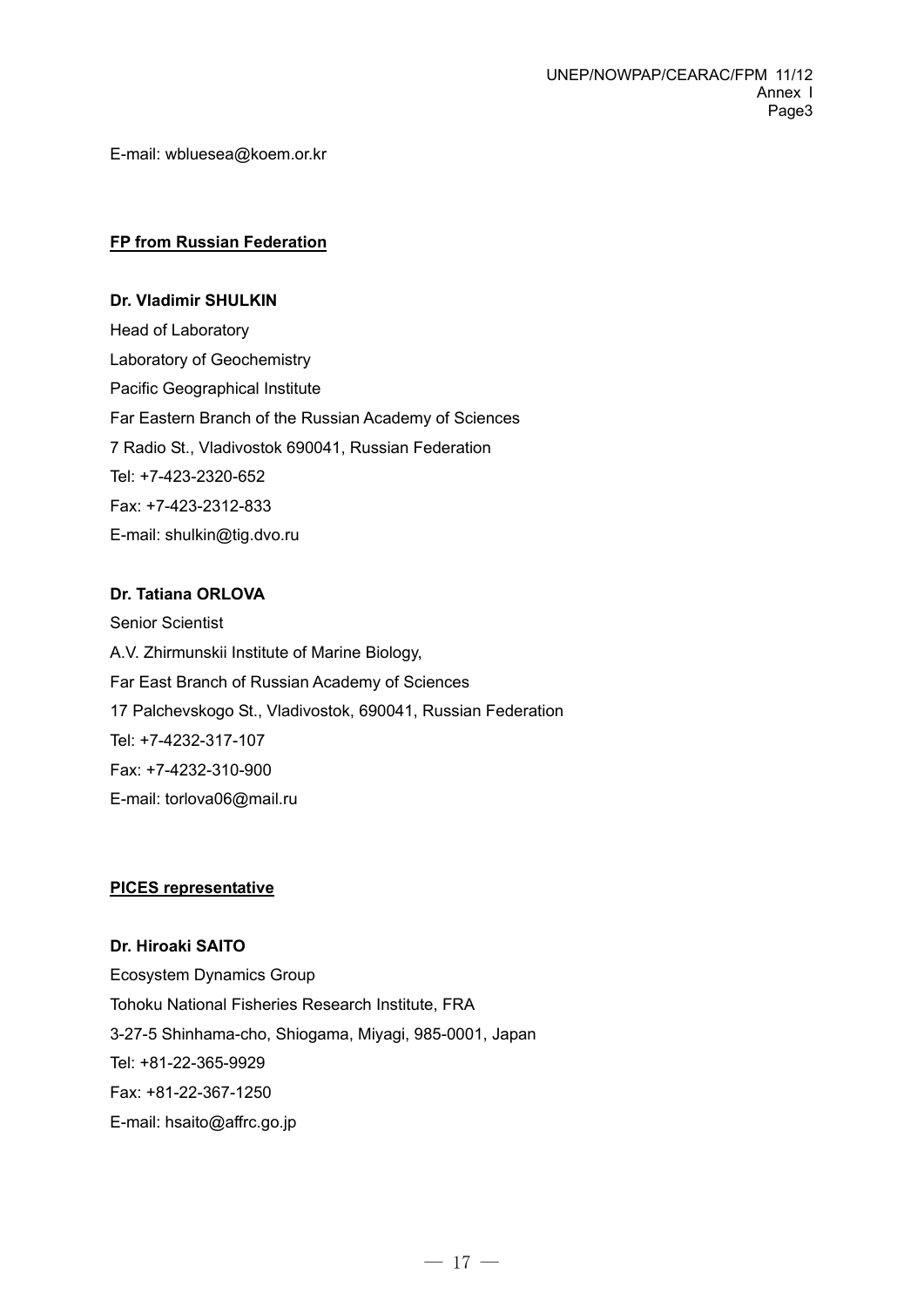E-mail: wbluesea@koem.or.kr

**FP from Russian Federation**

**Dr. Vladimir SHULKIN**

Head of Laboratory

Laboratory of Geochemistry

Pacific Geographical Institute

Far Eastern Branch of the Russian Academy of Sciences

7 Radio St., Vladivostok 690041, Russian Federation

Tel: +7-423-2320-652

Fax: +7-423-2312-833

E-mail: shulkin@tig.dvo.ru

**Dr. Tatiana ORLOVA**

Senior Scientist

A.V. Zhirmunskii Institute of Marine Biology,

Far East Branch of Russian Academy of Sciences

17 Palchevskogo St., Vladivostok, 690041, Russian Federation

Tel: +7-4232-317-107

Fax: +7-4232-310-900

E-mail: torlova06@mail.ru

**PICES representative**

**Dr. Hiroaki SAITO**

Ecosystem Dynamics Group

Tohoku National Fisheries Research Institute, FRA

3-27-5 Shinhama-cho, Shiogama, Miyagi, 985-0001, Japan

Tel: +81-22-365-9929

Fax: +81-22-367-1250

E-mail: hsaito@affrc.go.jp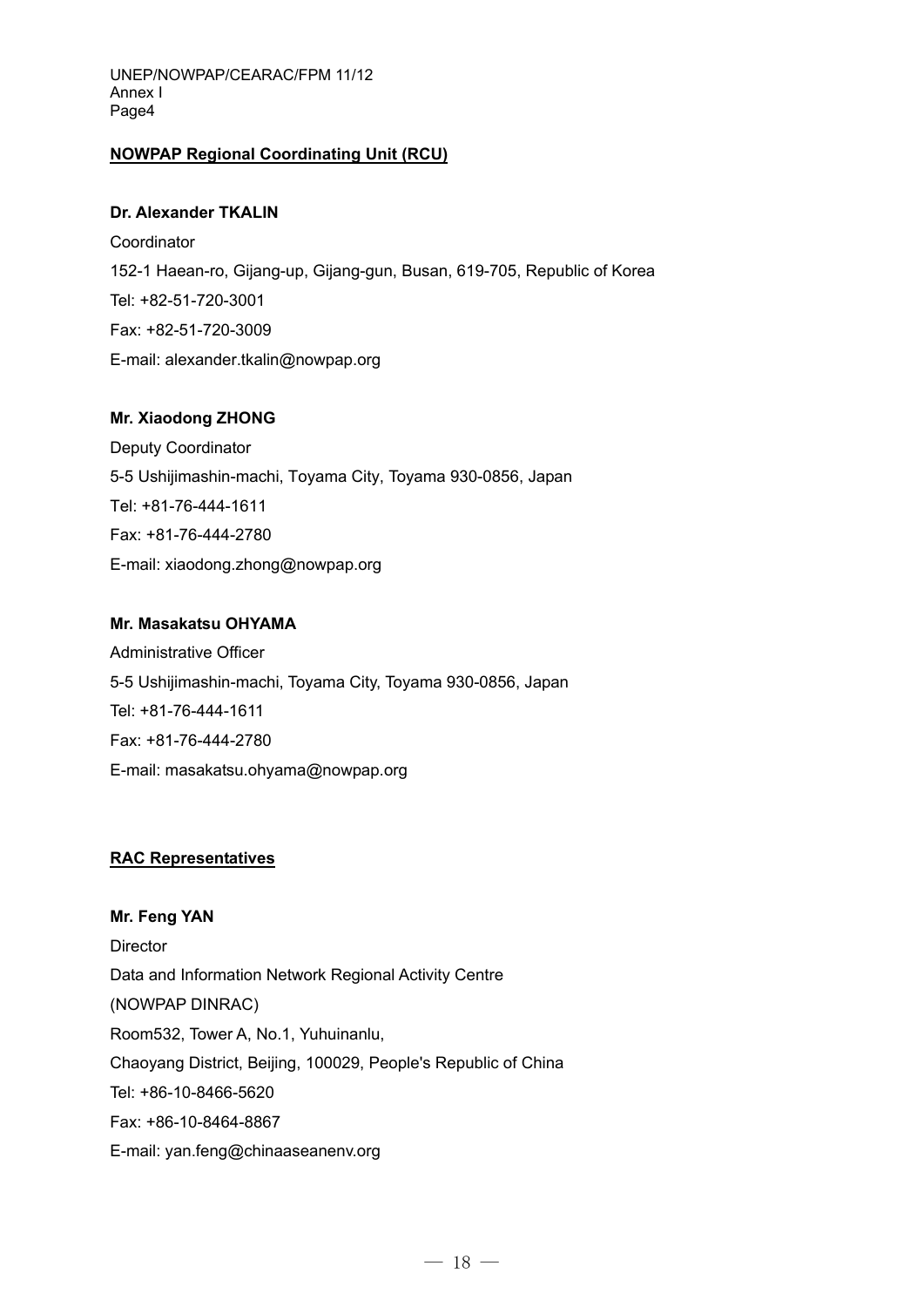**NOWPAP Regional Coordinating Unit (RCU)**

**Dr. Alexander TKALIN**

Coordinator

152-1 Haean-ro, Gijang-up, Gijang-gun, Busan, 619-705, Republic of Korea

Tel: +82-51-720-3001

Fax: +82-51-720-3009

E-mail: alexander.tkalin@nowpap.org

**Mr. Xiaodong ZHONG**

Deputy Coordinator

5-5 Ushijimashin-machi, Toyama City, Toyama 930-0856, Japan

Tel: +81-76-444-1611

Fax: +81-76-444-2780

E-mail: xiaodong.zhong@nowpap.org

**Mr. Masakatsu OHYAMA**

Administrative Officer

5-5 Ushijimashin-machi, Toyama City, Toyama 930-0856, Japan

Tel: +81-76-444-1611

Fax: +81-76-444-2780

E-mail: masakatsu.ohyama@nowpap.org

**RAC Representatives**

**Mr. Feng YAN**

Director

Data and Information Network Regional Activity Centre

(NOWPAP DINRAC)

Room532, Tower A, No.1, Yuhuinanlu,

Chaoyang District, Beijing, 100029, People's Republic of China

Tel: +86-10-8466-5620

Fax: +86-10-8464-8867

E-mail: yan.feng@chinaaseanenv.org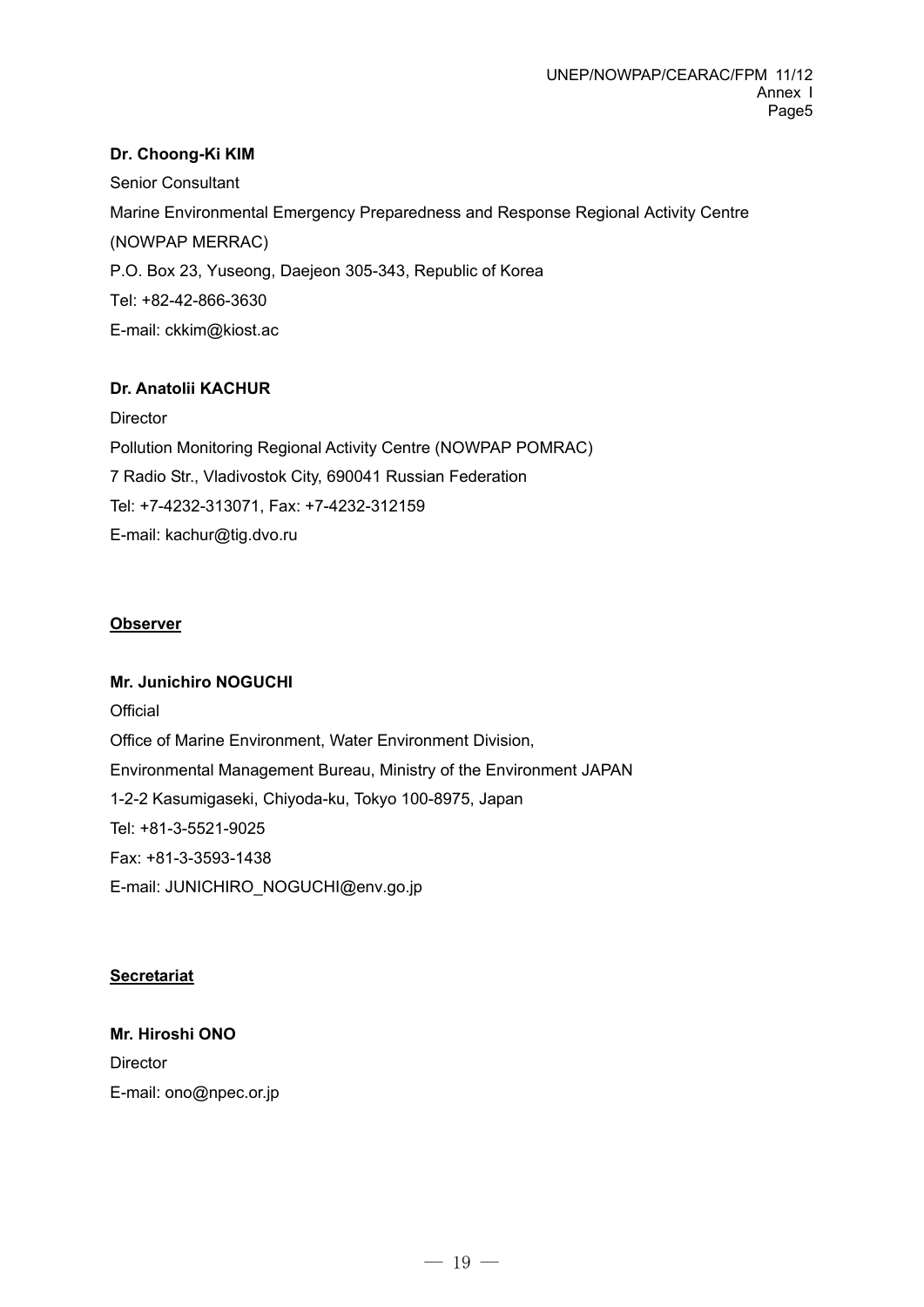**Dr. Choong-Ki KIM**

Senior Consultant

Marine Environmental Emergency Preparedness and Response Regional Activity Centre

(NOWPAP MERRAC)

P.O. Box 23, Yuseong, Daejeon 305-343, Republic of Korea

Tel: +82-42-866-3630

E-mail: ckkim@kiost.ac

**Dr. Anatolii KACHUR**

Director

Pollution Monitoring Regional Activity Centre (NOWPAP POMRAC)

7 Radio Str., Vladivostok City, 690041 Russian Federation

Tel: +7-4232-313071, Fax: +7-4232-312159

E-mail: kachur@tig.dvo.ru

**<u>Observer</u>**

**Mr. Junichiro NOGUCHI**

Official

Office of Marine Environment, Water Environment Division,

Environmental Management Bureau, Ministry of the Environment JAPAN

1-2-2 Kasumigaseki, Chiyoda-ku, Tokyo 100-8975, Japan

Tel: +81-3-5521-9025

Fax: +81-3-3593-1438

E-mail: JUNICHIRO_NOGUCHI@env.go.jp

**<u>Secretariat</u>**

**Mr. Hiroshi ONO**

Director

E-mail: ono@npec.or.jp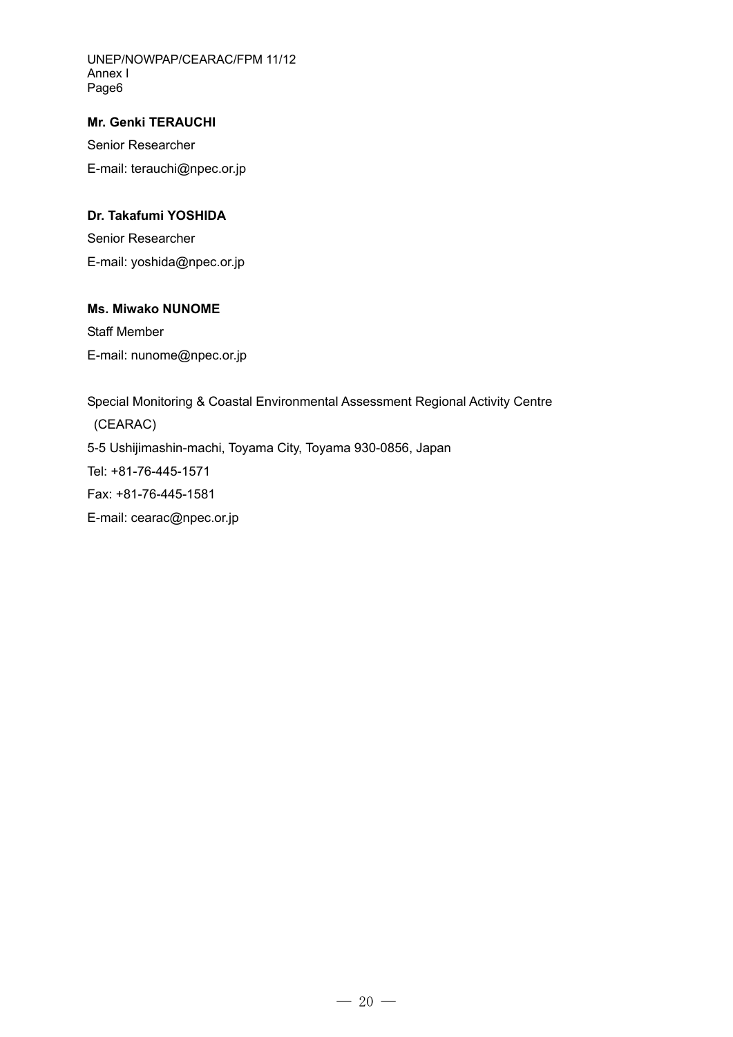**Mr. Genki TERAUCHI**

Senior Researcher

E-mail: terauchi@npec.or.jp

**Dr. Takafumi YOSHIDA**

Senior Researcher

E-mail: yoshida@npec.or.jp

**Ms. Miwako NUNOME**

Staff Member

E-mail: nunome@npec.or.jp

Special Monitoring & Coastal Environmental Assessment Regional Activity Centre (CEARAC)

5-5 Ushijimashin-machi, Toyama City, Toyama 930-0856, Japan

Tel: +81-76-445-1571

Fax: +81-76-445-1581

E-mail: cearac@npec.or.jp